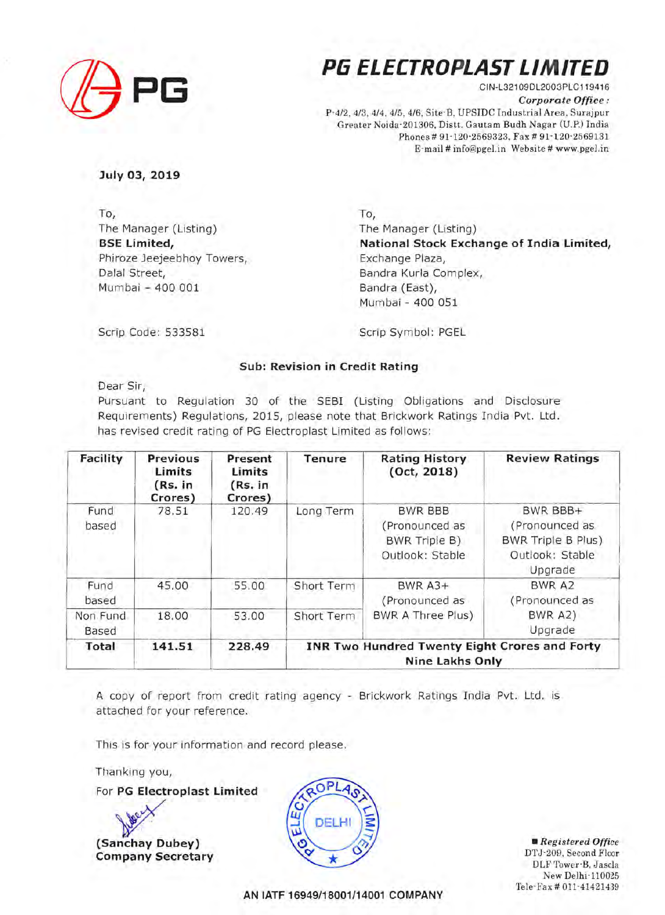# PG ELECTROPLAST LIMITED

CIN-L32109DL2003PLC119416

*Corporate Office :*
P-4/2, 4/3, 4/4, 4/5, 4/6, Site-B, UPSIDC Industrial Area, Surajpur
Greater Noida-201306, Distt. Gautam Budh Nagar (U.P.) India
Phones # 91-120-2569323, Fax # 91-120-2569131
E-mail # info@pgel.in Website # www.pgel.in

**July 03, 2019**

To,
The Manager (Listing)
**BSE Limited,**
Phiroze Jeejeebhoy Towers,
Dalal Street,
Mumbai – 400 001

Scrip Code: 533581

To,
The Manager (Listing)
**National Stock Exchange of India Limited,**
Exchange Plaza,
Bandra Kurla Complex,
Bandra (East),
Mumbai - 400 051

Scrip Symbol: PGEL

**Sub: Revision in Credit Rating**

Dear Sir,

Pursuant to Regulation 30 of the SEBI (Listing Obligations and Disclosure Requirements) Regulations, 2015, please note that Brickwork Ratings India Pvt. Ltd. has revised credit rating of PG Electroplast Limited as follows:

| Facility | Previous Limits (Rs. in Crores) | Present Limits (Rs. in Crores) | Tenure | Rating History (Oct, 2018) | Review Ratings |
|---|---|---|---|---|---|
| Fund based | 78.51 | 120.49 | Long Term | BWR BBB (Pronounced as BWR Triple B) Outlook: Stable | BWR BBB+ (Pronounced as BWR Triple B Plus) Outlook: Stable Upgrade |
| Fund based | 45.00 | 55.00 | Short Term | BWR A3+ (Pronounced as BWR A Three Plus) | BWR A2 (Pronounced as BWR A2) Upgrade |
| Non Fund Based | 18.00 | 53.00 | Short Term | | |
| **Total** | **141.51** | **228.49** | **INR Two Hundred Twenty Eight Crores and Forty Nine Lakhs Only** | | |

A copy of report from credit rating agency - Brickwork Ratings India Pvt. Ltd. is attached for your reference.

This is for your information and record please.

Thanking you,

For **PG Electroplast Limited**

**(Sanchay Dubey)**
**Company Secretary**

*Registered Office*
DTJ-209, Second Floor
DLF Tower-B, Jasola
New Delhi-110025
Tele-Fax # 011-41421439

AN IATF 16949/18001/14001 COMPANY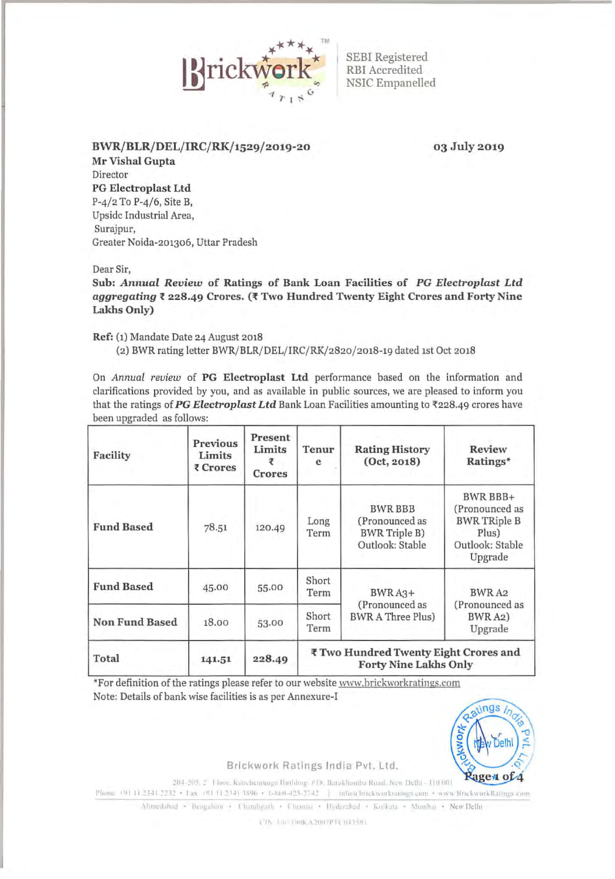BWR/BLR/DEL/IRC/RK/1529/2019-20

03 July 2019

**Mr Vishal Gupta**
Director
**PG Electroplast Ltd**
P-4/2 To P-4/6, Site B,
Upsidc Industrial Area,
Surajpur,
Greater Noida-201306, Uttar Pradesh

Dear Sir,

**Sub: *Annual Review* of Ratings of Bank Loan Facilities of *PG Electroplast Ltd aggregating* ₹ 228.49 Crores. (₹ Two Hundred Twenty Eight Crores and Forty Nine Lakhs Only)**

**Ref:** (1) Mandate Date 24 August 2018
(2) BWR rating letter BWR/BLR/DEL/IRC/RK/2820/2018-19 dated 1st Oct 2018

On *Annual review* of **PG Electroplast Ltd** performance based on the information and clarifications provided by you, and as available in public sources, we are pleased to inform you that the ratings of ***PG Electroplast Ltd*** Bank Loan Facilities amounting to ₹228.49 crores have been upgraded as follows:

| Facility | Previous Limits ₹ Crores | Present Limits ₹ Crores | Tenure | Rating History (Oct, 2018) | Review Ratings* |
|---|---|---|---|---|---|
| **Fund Based** | 78.51 | 120.49 | Long Term | BWR BBB (Pronounced as BWR Triple B) Outlook: Stable | BWR BBB+ (Pronounced as BWR TRiple B Plus) Outlook: Stable Upgrade |
| **Fund Based** | 45.00 | 55.00 | Short Term | BWR A3+ (Pronounced as BWR A Three Plus) | BWR A2 (Pronounced as BWR A2) Upgrade |
| **Non Fund Based** | 18.00 | 53.00 | Short Term | | |
| **Total** | **141.51** | **228.49** | **₹ Two Hundred Twenty Eight Crores and Forty Nine Lakhs Only** | | |

*For definition of the ratings please refer to our website www.brickworkratings.com
Note: Details of bank wise facilities is as per Annexure-I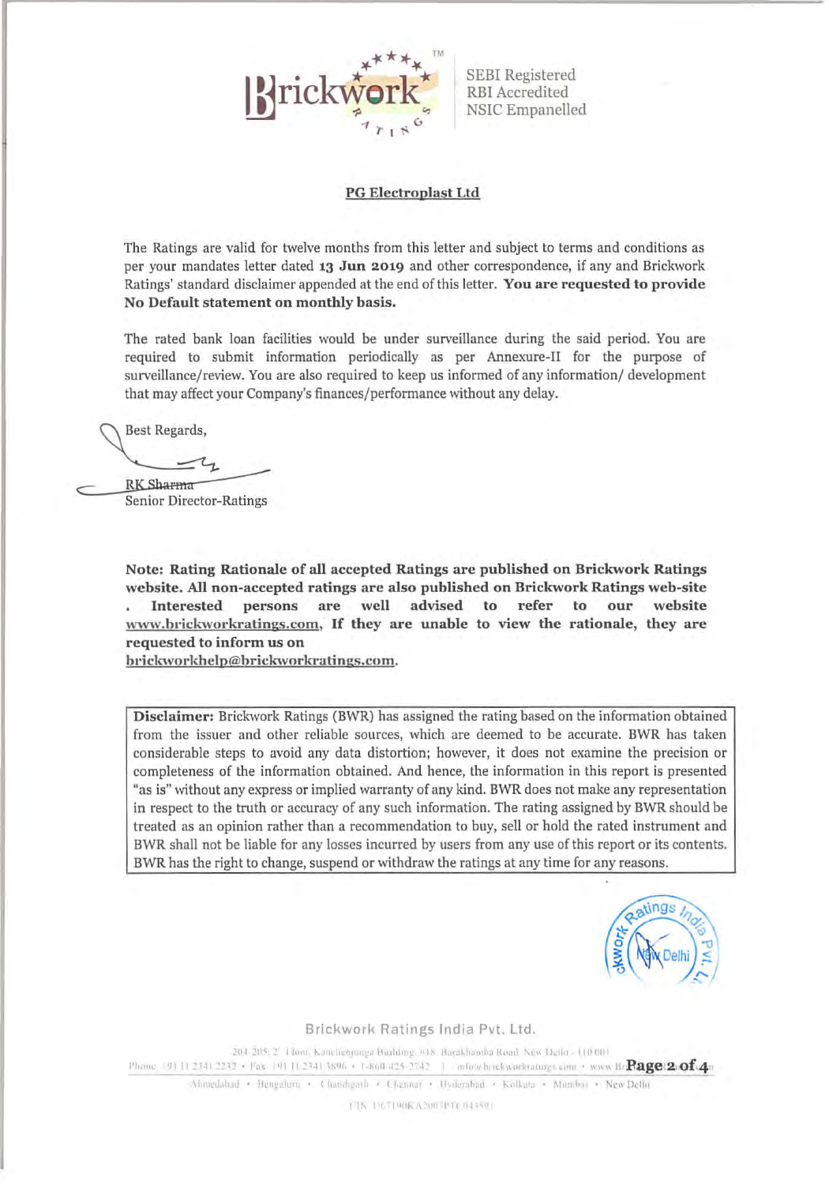**PG Electroplast Ltd**

The Ratings are valid for twelve months from this letter and subject to terms and conditions as per your mandates letter dated **13 Jun 2019** and other correspondence, if any and Brickwork Ratings' standard disclaimer appended at the end of this letter. **You are requested to provide No Default statement on monthly basis.**

The rated bank loan facilities would be under surveillance during the said period. You are required to submit information periodically as per Annexure-II for the purpose of surveillance/review. You are also required to keep us informed of any information/ development that may affect your Company's finances/performance without any delay.

Best Regards,

RK Sharma
Senior Director-Ratings

**Note: Rating Rationale of all accepted Ratings are published on Brickwork Ratings website. All non-accepted ratings are also published on Brickwork Ratings web-site . Interested persons are well advised to refer to our website www.brickworkratings.com, If they are unable to view the rationale, they are requested to inform us on brickworkhelp@brickworkratings.com.**

**Disclaimer:** Brickwork Ratings (BWR) has assigned the rating based on the information obtained from the issuer and other reliable sources, which are deemed to be accurate. BWR has taken considerable steps to avoid any data distortion; however, it does not examine the precision or completeness of the information obtained. And hence, the information in this report is presented "as is" without any express or implied warranty of any kind. BWR does not make any representation in respect to the truth or accuracy of any such information. The rating assigned by BWR should be treated as an opinion rather than a recommendation to buy, sell or hold the rated instrument and BWR shall not be liable for any losses incurred by users from any use of this report or its contents. BWR has the right to change, suspend or withdraw the ratings at any time for any reasons.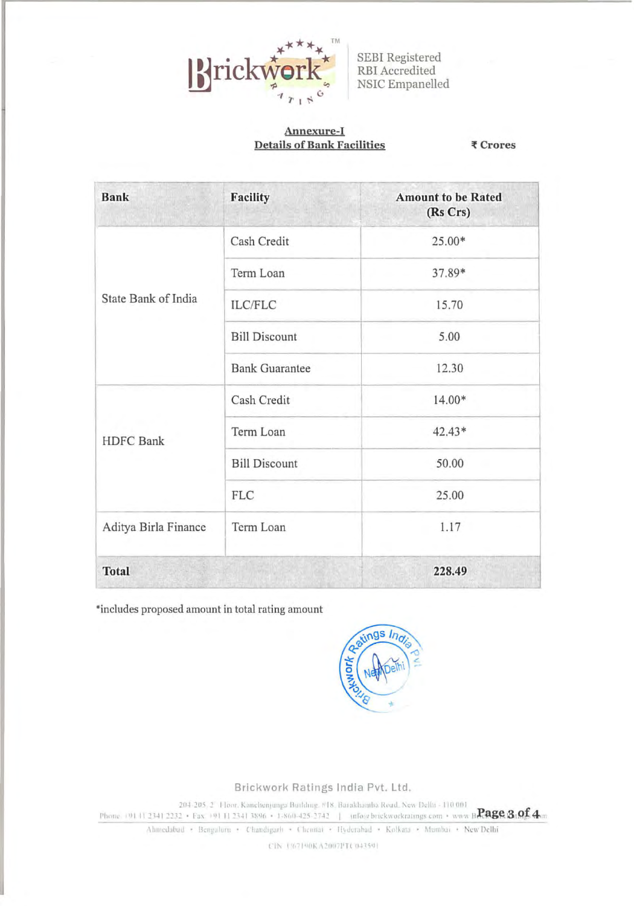## Annexure-I

## Details of Bank Facilities

₹ Crores

| Bank | Facility | Amount to be Rated (Rs Crs) |
|---|---|---|
| State Bank of India | Cash Credit | 25.00* |
| | Term Loan | 37.89* |
| | ILC/FLC | 15.70 |
| | Bill Discount | 5.00 |
| | Bank Guarantee | 12.30 |
| HDFC Bank | Cash Credit | 14.00* |
| | Term Loan | 42.43* |
| | Bill Discount | 50.00 |
| | FLC | 25.00 |
| Aditya Birla Finance | Term Loan | 1.17 |
| **Total** | | **228.49** |

*includes proposed amount in total rating amount

Brickwork Ratings India Pvt. Ltd.

204-205, 2nd Floor, Kanchenjunga Building, #18, Barakhamba Road, New Delhi - 110 001
Phone: +91 11 2341 2232 • Fax: +91 11 2341 3896 • 1-860-425-2742 | info@brickworkratings.com • www.BrickworkRatings.com

Ahmedabad • Bengaluru • Chandigarh • Chennai • Hyderabad • Kolkata • Mumbai • New Delhi

CIN: U67190KA2007PTC043591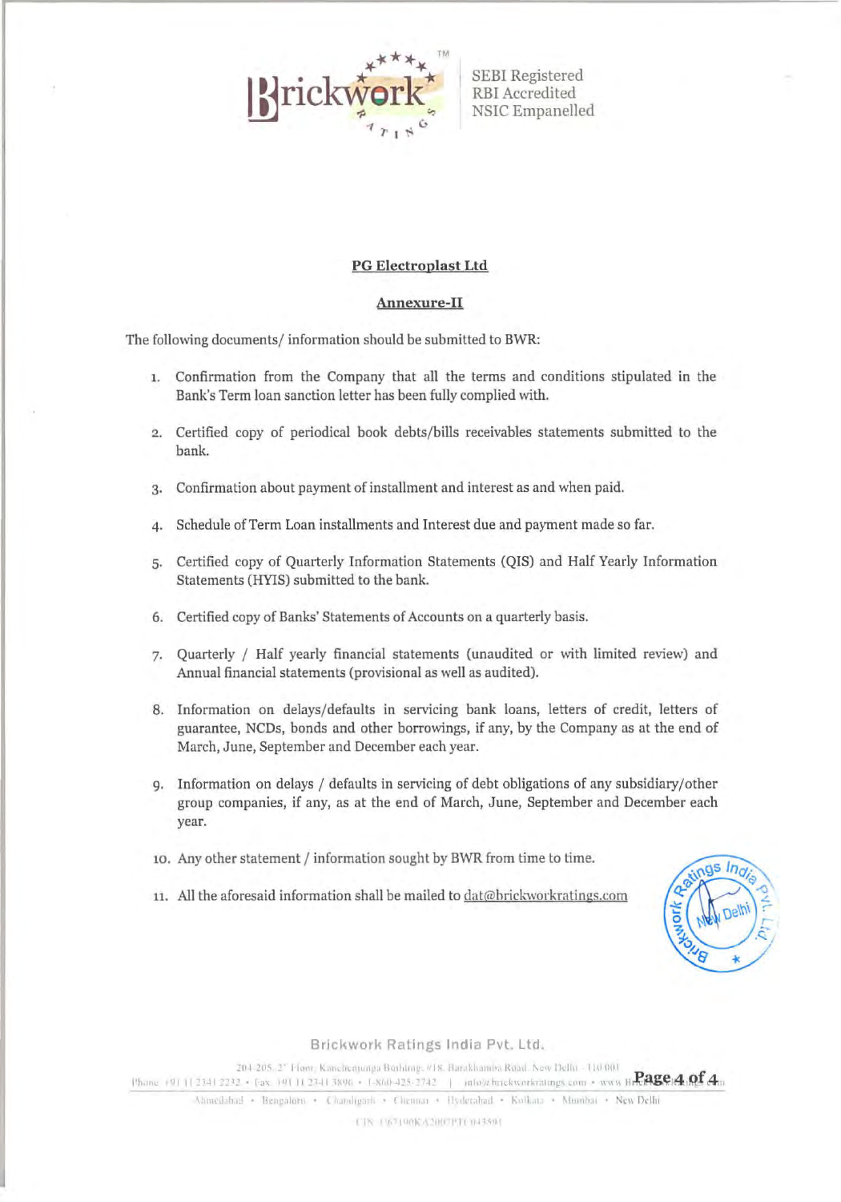**PG Electroplast Ltd**

**Annexure-II**

The following documents/ information should be submitted to BWR:

1. Confirmation from the Company that all the terms and conditions stipulated in the Bank's Term loan sanction letter has been fully complied with.
2. Certified copy of periodical book debts/bills receivables statements submitted to the bank.
3. Confirmation about payment of installment and interest as and when paid.
4. Schedule of Term Loan installments and Interest due and payment made so far.
5. Certified copy of Quarterly Information Statements (QIS) and Half Yearly Information Statements (HYIS) submitted to the bank.
6. Certified copy of Banks' Statements of Accounts on a quarterly basis.
7. Quarterly / Half yearly financial statements (unaudited or with limited review) and Annual financial statements (provisional as well as audited).
8. Information on delays/defaults in servicing bank loans, letters of credit, letters of guarantee, NCDs, bonds and other borrowings, if any, by the Company as at the end of March, June, September and December each year.
9. Information on delays / defaults in servicing of debt obligations of any subsidiary/other group companies, if any, as at the end of March, June, September and December each year.
10. Any other statement / information sought by BWR from time to time.
11. All the aforesaid information shall be mailed to dat@brickworkratings.com